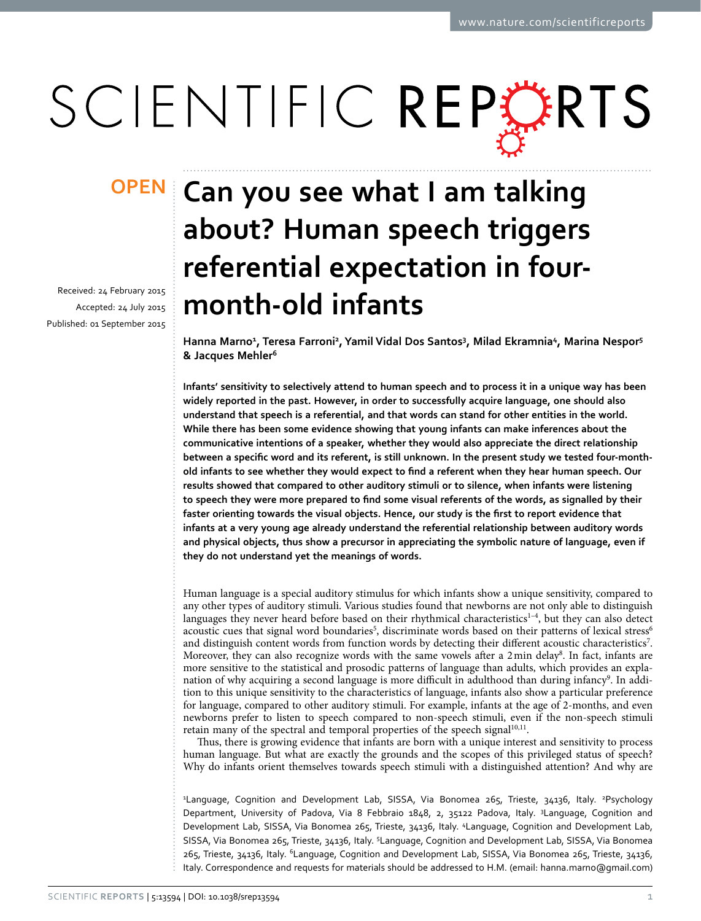OPEN

# Can you see what I am talking about? Human speech triggers referential expectation in four-month-old infants

Received: 24 February 2015
Accepted: 24 July 2015
Published: 01 September 2015

**Hanna Marno[1], Teresa Farroni[2], Yamil Vidal Dos Santos[3], Milad Ekramnia[4], Marina Nespor[5] & Jacques Mehler[6]**

**Infants' sensitivity to selectively attend to human speech and to process it in a unique way has been widely reported in the past. However, in order to successfully acquire language, one should also understand that speech is a referential, and that words can stand for other entities in the world. While there has been some evidence showing that young infants can make inferences about the communicative intentions of a speaker, whether they would also appreciate the direct relationship between a specific word and its referent, is still unknown. In the present study we tested four-month-old infants to see whether they would expect to find a referent when they hear human speech. Our results showed that compared to other auditory stimuli or to silence, when infants were listening to speech they were more prepared to find some visual referents of the words, as signalled by their faster orienting towards the visual objects. Hence, our study is the first to report evidence that infants at a very young age already understand the referential relationship between auditory words and physical objects, thus show a precursor in appreciating the symbolic nature of language, even if they do not understand yet the meanings of words.**

Human language is a special auditory stimulus for which infants show a unique sensitivity, compared to any other types of auditory stimuli. Various studies found that newborns are not only able to distinguish languages they never heard before based on their rhythmical characteristics[1–4], but they can also detect acoustic cues that signal word boundaries[5], discriminate words based on their patterns of lexical stress[6] and distinguish content words from function words by detecting their different acoustic characteristics[7]. Moreover, they can also recognize words with the same vowels after a 2 min delay[8]. In fact, infants are more sensitive to the statistical and prosodic patterns of language than adults, which provides an explanation of why acquiring a second language is more difficult in adulthood than during infancy[9]. In addition to this unique sensitivity to the characteristics of language, infants also show a particular preference for language, compared to other auditory stimuli. For example, infants at the age of 2-months, and even newborns prefer to listen to speech compared to non-speech stimuli, even if the non-speech stimuli retain many of the spectral and temporal properties of the speech signal[10,11].

Thus, there is growing evidence that infants are born with a unique interest and sensitivity to process human language. But what are exactly the grounds and the scopes of this privileged status of speech? Why do infants orient themselves towards speech stimuli with a distinguished attention? And why are

[1]Language, Cognition and Development Lab, SISSA, Via Bonomea 265, Trieste, 34136, Italy. [2]Psychology Department, University of Padova, Via 8 Febbraio 1848, 2, 35122 Padova, Italy. [3]Language, Cognition and Development Lab, SISSA, Via Bonomea 265, Trieste, 34136, Italy. [4]Language, Cognition and Development Lab, SISSA, Via Bonomea 265, Trieste, 34136, Italy. [5]Language, Cognition and Development Lab, SISSA, Via Bonomea 265, Trieste, 34136, Italy. [6]Language, Cognition and Development Lab, SISSA, Via Bonomea 265, Trieste, 34136, Italy. Correspondence and requests for materials should be addressed to H.M. (email: hanna.marno@gmail.com)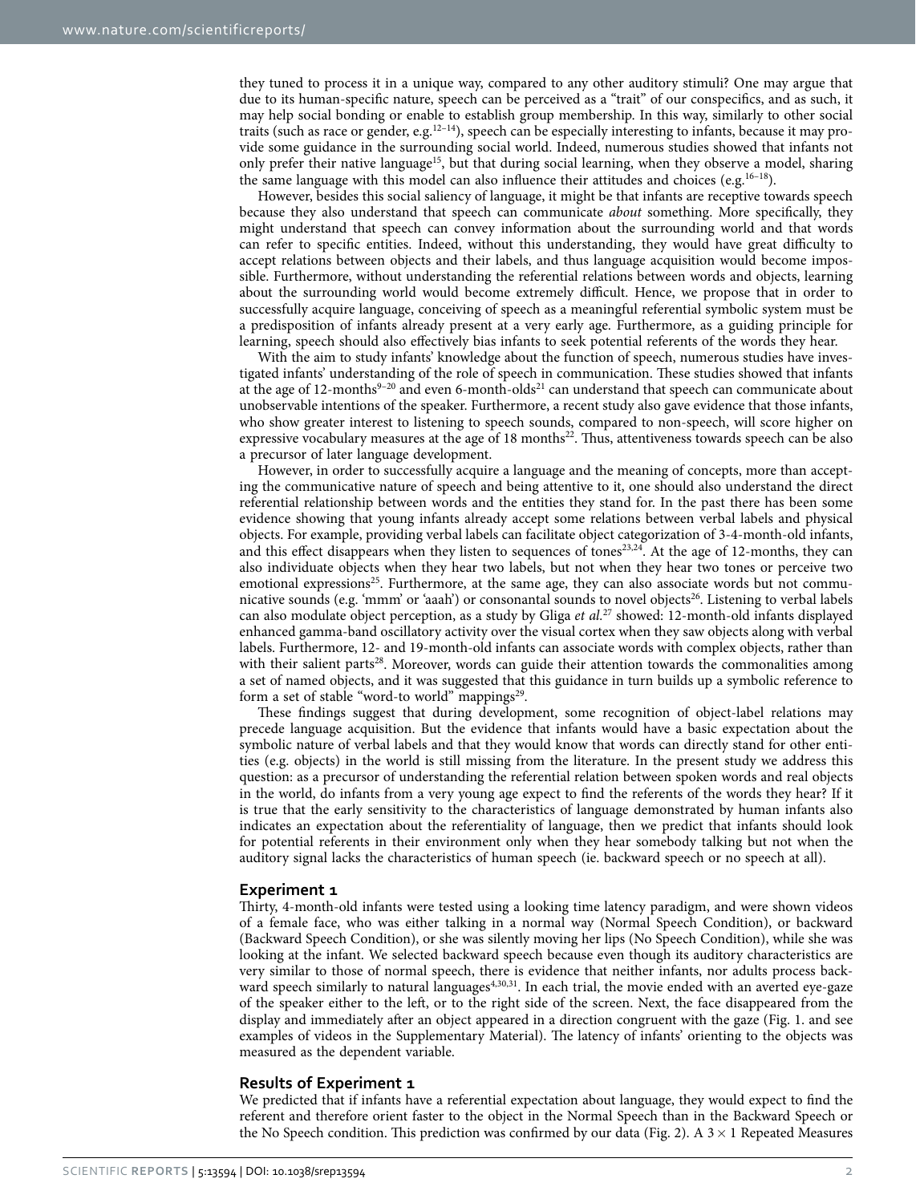they tuned to process it in a unique way, compared to any other auditory stimuli? One may argue that due to its human-specific nature, speech can be perceived as a "trait" of our conspecifics, and as such, it may help social bonding or enable to establish group membership. In this way, similarly to other social traits (such as race or gender, e.g.[12–14]), speech can be especially interesting to infants, because it may provide some guidance in the surrounding social world. Indeed, numerous studies showed that infants not only prefer their native language[15], but that during social learning, when they observe a model, sharing the same language with this model can also influence their attitudes and choices (e.g.[16–18]).

However, besides this social saliency of language, it might be that infants are receptive towards speech because they also understand that speech can communicate *about* something. More specifically, they might understand that speech can convey information about the surrounding world and that words can refer to specific entities. Indeed, without this understanding, they would have great difficulty to accept relations between objects and their labels, and thus language acquisition would become impossible. Furthermore, without understanding the referential relations between words and objects, learning about the surrounding world would become extremely difficult. Hence, we propose that in order to successfully acquire language, conceiving of speech as a meaningful referential symbolic system must be a predisposition of infants already present at a very early age. Furthermore, as a guiding principle for learning, speech should also effectively bias infants to seek potential referents of the words they hear.

With the aim to study infants' knowledge about the function of speech, numerous studies have investigated infants' understanding of the role of speech in communication. These studies showed that infants at the age of 12-months[9–20] and even 6-month-olds[21] can understand that speech can communicate about unobservable intentions of the speaker. Furthermore, a recent study also gave evidence that those infants, who show greater interest to listening to speech sounds, compared to non-speech, will score higher on expressive vocabulary measures at the age of 18 months[22]. Thus, attentiveness towards speech can be also a precursor of later language development.

However, in order to successfully acquire a language and the meaning of concepts, more than accepting the communicative nature of speech and being attentive to it, one should also understand the direct referential relationship between words and the entities they stand for. In the past there has been some evidence showing that young infants already accept some relations between verbal labels and physical objects. For example, providing verbal labels can facilitate object categorization of 3-4-month-old infants, and this effect disappears when they listen to sequences of tones[23,24]. At the age of 12-months, they can also individuate objects when they hear two labels, but not when they hear two tones or perceive two emotional expressions[25]. Furthermore, at the same age, they can also associate words but not communicative sounds (e.g. 'mmm' or 'aaah') or consonantal sounds to novel objects[26]. Listening to verbal labels can also modulate object perception, as a study by Gliga *et al.*[27] showed: 12-month-old infants displayed enhanced gamma-band oscillatory activity over the visual cortex when they saw objects along with verbal labels. Furthermore, 12- and 19-month-old infants can associate words with complex objects, rather than with their salient parts[28]. Moreover, words can guide their attention towards the commonalities among a set of named objects, and it was suggested that this guidance in turn builds up a symbolic reference to form a set of stable "word-to world" mappings[29].

These findings suggest that during development, some recognition of object-label relations may precede language acquisition. But the evidence that infants would have a basic expectation about the symbolic nature of verbal labels and that they would know that words can directly stand for other entities (e.g. objects) in the world is still missing from the literature. In the present study we address this question: as a precursor of understanding the referential relation between spoken words and real objects in the world, do infants from a very young age expect to find the referents of the words they hear? If it is true that the early sensitivity to the characteristics of language demonstrated by human infants also indicates an expectation about the referentiality of language, then we predict that infants should look for potential referents in their environment only when they hear somebody talking but not when the auditory signal lacks the characteristics of human speech (ie. backward speech or no speech at all).

## Experiment 1

Thirty, 4-month-old infants were tested using a looking time latency paradigm, and were shown videos of a female face, who was either talking in a normal way (Normal Speech Condition), or backward (Backward Speech Condition), or she was silently moving her lips (No Speech Condition), while she was looking at the infant. We selected backward speech because even though its auditory characteristics are very similar to those of normal speech, there is evidence that neither infants, nor adults process backward speech similarly to natural languages[4,30,31]. In each trial, the movie ended with an averted eye-gaze of the speaker either to the left, or to the right side of the screen. Next, the face disappeared from the display and immediately after an object appeared in a direction congruent with the gaze (Fig. 1. and see examples of videos in the Supplementary Material). The latency of infants' orienting to the objects was measured as the dependent variable.

## Results of Experiment 1

We predicted that if infants have a referential expectation about language, they would expect to find the referent and therefore orient faster to the object in the Normal Speech than in the Backward Speech or the No Speech condition. This prediction was confirmed by our data (Fig. 2). A $3 \times 1$ Repeated Measures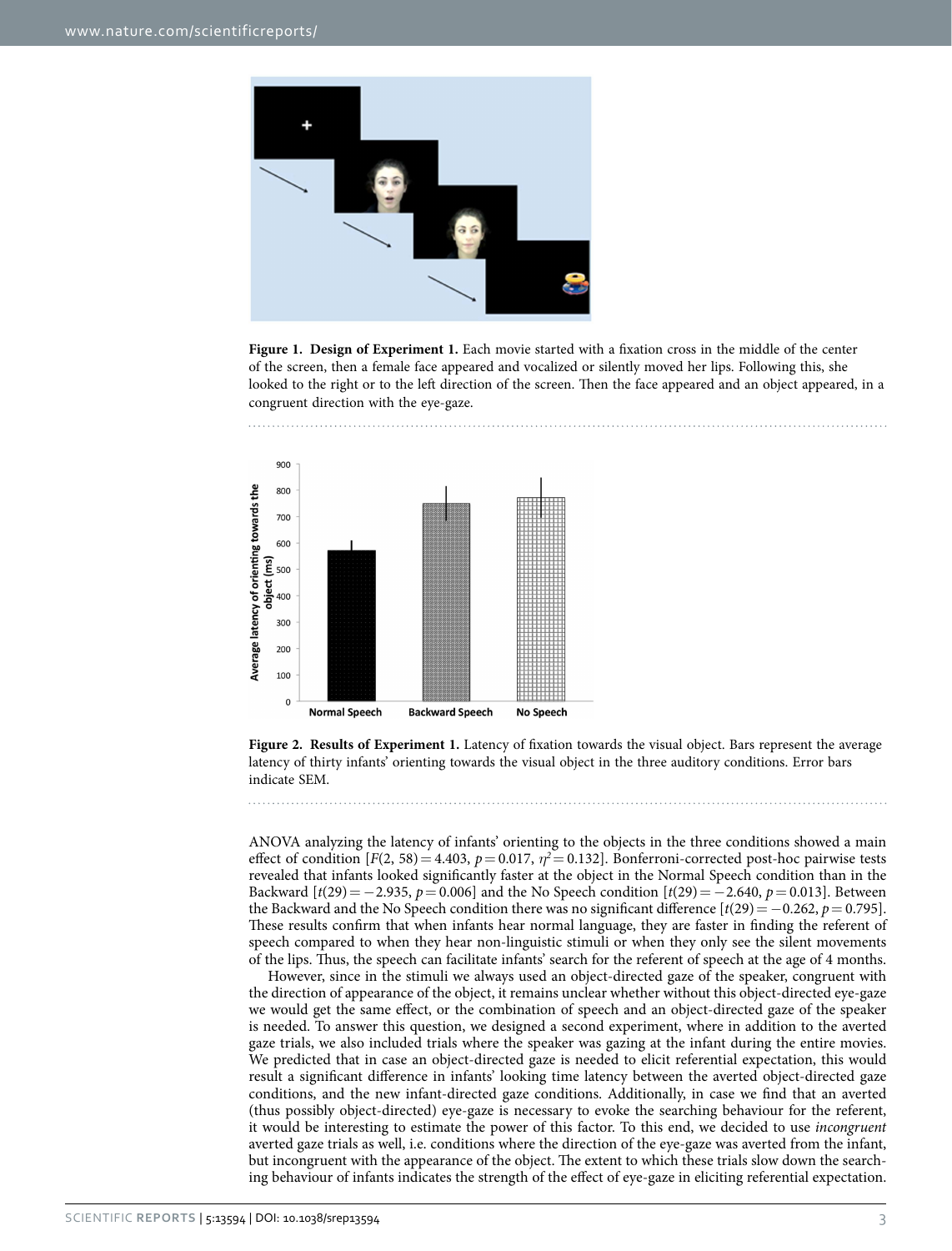**Figure 1. Design of Experiment 1.** Each movie started with a fixation cross in the middle of the center of the screen, then a female face appeared and vocalized or silently moved her lips. Following this, she looked to the right or to the left direction of the screen. Then the face appeared and an object appeared, in a congruent direction with the eye-gaze.

**Figure 2. Results of Experiment 1.** Latency of fixation towards the visual object. Bars represent the average latency of thirty infants' orienting towards the visual object in the three auditory conditions. Error bars indicate SEM.

ANOVA analyzing the latency of infants' orienting to the objects in the three conditions showed a main effect of condition [$F(2, 58) = 4.403$, $p = 0.017$, $\eta^2 = 0.132$]. Bonferroni-corrected post-hoc pairwise tests revealed that infants looked significantly faster at the object in the Normal Speech condition than in the Backward [$t(29) = -2.935$, $p = 0.006$] and the No Speech condition [$t(29) = -2.640$, $p = 0.013$]. Between the Backward and the No Speech condition there was no significant difference [$t(29) = -0.262$, $p = 0.795$]. These results confirm that when infants hear normal language, they are faster in finding the referent of speech compared to when they hear non-linguistic stimuli or when they only see the silent movements of the lips. Thus, the speech can facilitate infants' search for the referent of speech at the age of 4 months.

However, since in the stimuli we always used an object-directed gaze of the speaker, congruent with the direction of appearance of the object, it remains unclear whether without this object-directed eye-gaze we would get the same effect, or the combination of speech and an object-directed gaze of the speaker is needed. To answer this question, we designed a second experiment, where in addition to the averted gaze trials, we also included trials where the speaker was gazing at the infant during the entire movies. We predicted that in case an object-directed gaze is needed to elicit referential expectation, this would result a significant difference in infants' looking time latency between the averted object-directed gaze conditions, and the new infant-directed gaze conditions. Additionally, in case we find that an averted (thus possibly object-directed) eye-gaze is necessary to evoke the searching behaviour for the referent, it would be interesting to estimate the power of this factor. To this end, we decided to use *incongruent* averted gaze trials as well, i.e. conditions where the direction of the eye-gaze was averted from the infant, but incongruent with the appearance of the object. The extent to which these trials slow down the searching behaviour of infants indicates the strength of the effect of eye-gaze in eliciting referential expectation.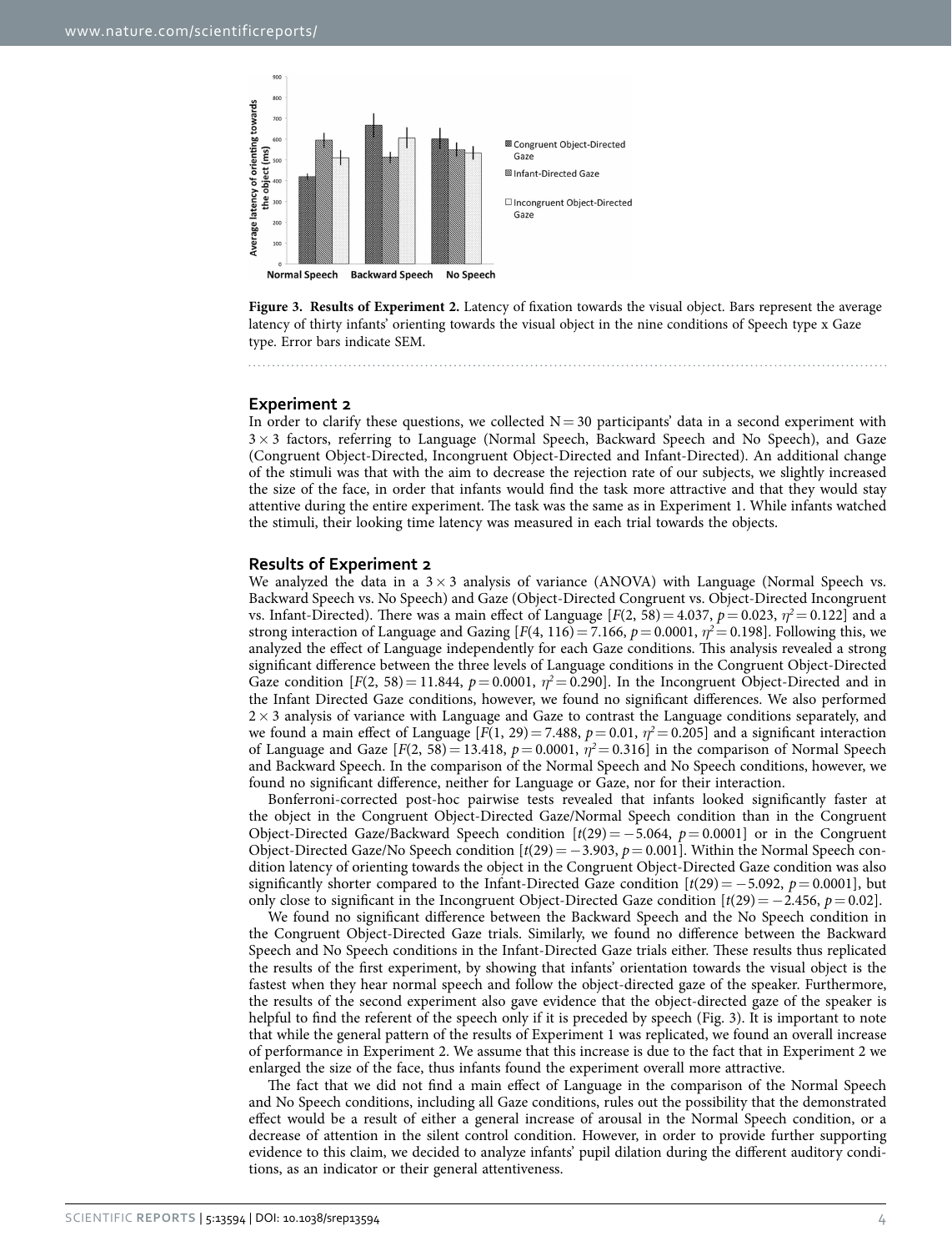**Figure 3. Results of Experiment 2.** Latency of fixation towards the visual object. Bars represent the average latency of thirty infants' orienting towards the visual object in the nine conditions of Speech type x Gaze type. Error bars indicate SEM.

## Experiment 2

In order to clarify these questions, we collected N = 30 participants' data in a second experiment with 3 × 3 factors, referring to Language (Normal Speech, Backward Speech and No Speech), and Gaze (Congruent Object-Directed, Incongruent Object-Directed and Infant-Directed). An additional change of the stimuli was that with the aim to decrease the rejection rate of our subjects, we slightly increased the size of the face, in order that infants would find the task more attractive and that they would stay attentive during the entire experiment. The task was the same as in Experiment 1. While infants watched the stimuli, their looking time latency was measured in each trial towards the objects.

## Results of Experiment 2

We analyzed the data in a 3 × 3 analysis of variance (ANOVA) with Language (Normal Speech vs. Backward Speech vs. No Speech) and Gaze (Object-Directed Congruent vs. Object-Directed Incongruent vs. Infant-Directed). There was a main effect of Language [$F(2, 58) = 4.037$, $p = 0.023$, $\eta^2 = 0.122$] and a strong interaction of Language and Gazing [$F(4, 116) = 7.166$, $p = 0.0001$, $\eta^2 = 0.198$]. Following this, we analyzed the effect of Language independently for each Gaze conditions. This analysis revealed a strong significant difference between the three levels of Language conditions in the Congruent Object-Directed Gaze condition [$F(2, 58) = 11.844$, $p = 0.0001$, $\eta^2 = 0.290$]. In the Incongruent Object-Directed and in the Infant Directed Gaze conditions, however, we found no significant differences. We also performed 2 × 3 analysis of variance with Language and Gaze to contrast the Language conditions separately, and we found a main effect of Language [$F(1, 29) = 7.488$, $p = 0.01$, $\eta^2 = 0.205$] and a significant interaction of Language and Gaze [$F(2, 58) = 13.418$, $p = 0.0001$, $\eta^2 = 0.316$] in the comparison of Normal Speech and Backward Speech. In the comparison of the Normal Speech and No Speech conditions, however, we found no significant difference, neither for Language or Gaze, nor for their interaction.

Bonferroni-corrected post-hoc pairwise tests revealed that infants looked significantly faster at the object in the Congruent Object-Directed Gaze/Normal Speech condition than in the Congruent Object-Directed Gaze/Backward Speech condition [$t(29) = -5.064$, $p = 0.0001$] or in the Congruent Object-Directed Gaze/No Speech condition [$t(29) = -3.903$, $p = 0.001$]. Within the Normal Speech condition latency of orienting towards the object in the Congruent Object-Directed Gaze condition was also significantly shorter compared to the Infant-Directed Gaze condition [$t(29) = -5.092$, $p = 0.0001$], but only close to significant in the Incongruent Object-Directed Gaze condition [$t(29) = -2.456$, $p = 0.02$].

We found no significant difference between the Backward Speech and the No Speech condition in the Congruent Object-Directed Gaze trials. Similarly, we found no difference between the Backward Speech and No Speech conditions in the Infant-Directed Gaze trials either. These results thus replicated the results of the first experiment, by showing that infants' orientation towards the visual object is the fastest when they hear normal speech and follow the object-directed gaze of the speaker. Furthermore, the results of the second experiment also gave evidence that the object-directed gaze of the speaker is helpful to find the referent of the speech only if it is preceded by speech (Fig. 3). It is important to note that while the general pattern of the results of Experiment 1 was replicated, we found an overall increase of performance in Experiment 2. We assume that this increase is due to the fact that in Experiment 2 we enlarged the size of the face, thus infants found the experiment overall more attractive.

The fact that we did not find a main effect of Language in the comparison of the Normal Speech and No Speech conditions, including all Gaze conditions, rules out the possibility that the demonstrated effect would be a result of either a general increase of arousal in the Normal Speech condition, or a decrease of attention in the silent control condition. However, in order to provide further supporting evidence to this claim, we decided to analyze infants' pupil dilation during the different auditory conditions, as an indicator or their general attentiveness.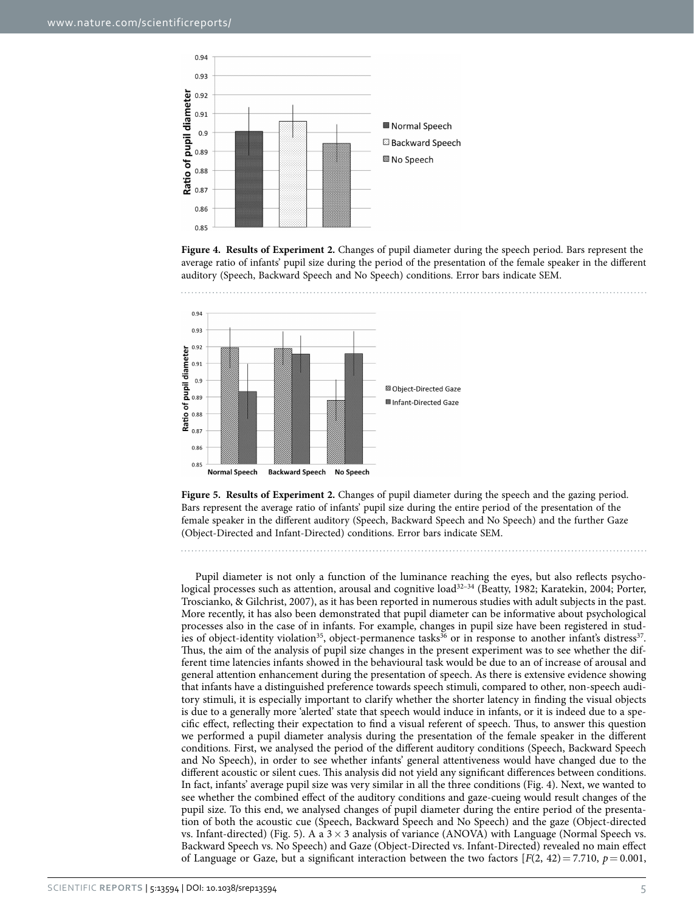**Figure 4. Results of Experiment 2.** Changes of pupil diameter during the speech period. Bars represent the average ratio of infants' pupil size during the period of the presentation of the female speaker in the different auditory (Speech, Backward Speech and No Speech) conditions. Error bars indicate SEM.

**Figure 5. Results of Experiment 2.** Changes of pupil diameter during the speech and the gazing period. Bars represent the average ratio of infants' pupil size during the entire period of the presentation of the female speaker in the different auditory (Speech, Backward Speech and No Speech) and the further Gaze (Object-Directed and Infant-Directed) conditions. Error bars indicate SEM.

Pupil diameter is not only a function of the luminance reaching the eyes, but also reflects psychological processes such as attention, arousal and cognitive load[32–34] (Beatty, 1982; Karatekin, 2004; Porter, Troscianko, & Gilchrist, 2007), as it has been reported in numerous studies with adult subjects in the past. More recently, it has also been demonstrated that pupil diameter can be informative about psychological processes also in the case of in infants. For example, changes in pupil size have been registered in studies of object-identity violation[35], object-permanence tasks[36] or in response to another infant's distress[37]. Thus, the aim of the analysis of pupil size changes in the present experiment was to see whether the different time latencies infants showed in the behavioural task would be due to an of increase of arousal and general attention enhancement during the presentation of speech. As there is extensive evidence showing that infants have a distinguished preference towards speech stimuli, compared to other, non-speech auditory stimuli, it is especially important to clarify whether the shorter latency in finding the visual objects is due to a generally more 'alerted' state that speech would induce in infants, or it is indeed due to a specific effect, reflecting their expectation to find a visual referent of speech. Thus, to answer this question we performed a pupil diameter analysis during the presentation of the female speaker in the different conditions. First, we analysed the period of the different auditory conditions (Speech, Backward Speech and No Speech), in order to see whether infants' general attentiveness would have changed due to the different acoustic or silent cues. This analysis did not yield any significant differences between conditions. In fact, infants' average pupil size was very similar in all the three conditions (Fig. 4). Next, we wanted to see whether the combined effect of the auditory conditions and gaze-cueing would result changes of the pupil size. To this end, we analysed changes of pupil diameter during the entire period of the presentation of both the acoustic cue (Speech, Backward Speech and No Speech) and the gaze (Object-directed vs. Infant-directed) (Fig. 5). A a $3 \times 3$ analysis of variance (ANOVA) with Language (Normal Speech vs. Backward Speech vs. No Speech) and Gaze (Object-Directed vs. Infant-Directed) revealed no main effect of Language or Gaze, but a significant interaction between the two factors [$F(2, 42) = 7.710$, $p = 0.001$,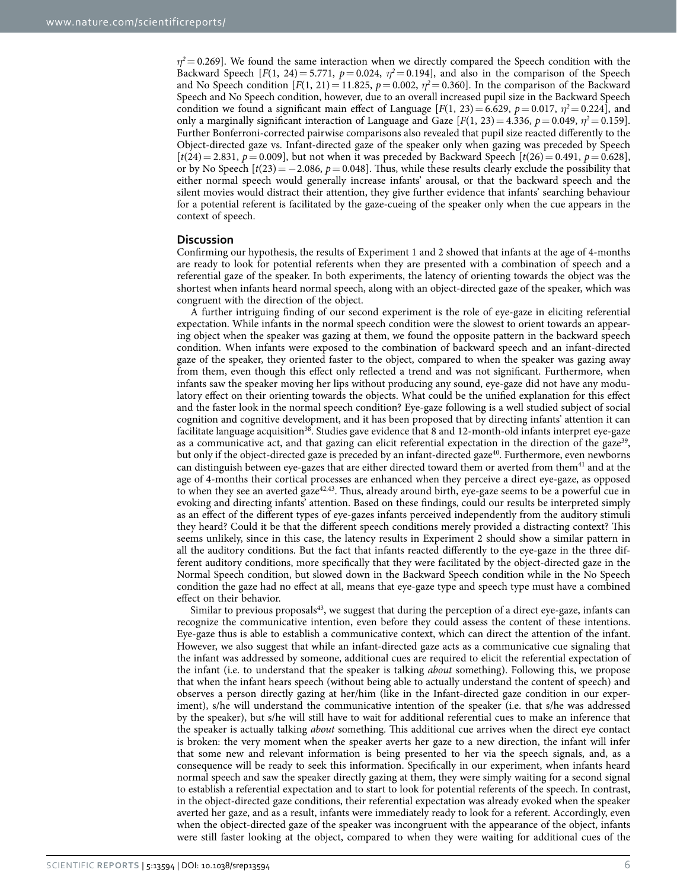$\eta^2 = 0.269$]. We found the same interaction when we directly compared the Speech condition with the Backward Speech [$F(1, 24) = 5.771$, $p = 0.024$, $\eta^2 = 0.194$], and also in the comparison of the Speech and No Speech condition [$F(1, 21) = 11.825$, $p = 0.002$, $\eta^2 = 0.360$]. In the comparison of the Backward Speech and No Speech condition, however, due to an overall increased pupil size in the Backward Speech condition we found a significant main effect of Language [$F(1, 23) = 6.629$, $p = 0.017$, $\eta^2 = 0.224$], and only a marginally significant interaction of Language and Gaze [$F(1, 23) = 4.336$, $p = 0.049$, $\eta^2 = 0.159$]. Further Bonferroni-corrected pairwise comparisons also revealed that pupil size reacted differently to the Object-directed gaze vs. Infant-directed gaze of the speaker only when gazing was preceded by Speech [$t(24) = 2.831$, $p = 0.009$], but not when it was preceded by Backward Speech [$t(26) = 0.491$, $p = 0.628$], or by No Speech [$t(23) = -2.086$, $p = 0.048$]. Thus, while these results clearly exclude the possibility that either normal speech would generally increase infants' arousal, or that the backward speech and the silent movies would distract their attention, they give further evidence that infants' searching behaviour for a potential referent is facilitated by the gaze-cueing of the speaker only when the cue appears in the context of speech.

## Discussion

Confirming our hypothesis, the results of Experiment 1 and 2 showed that infants at the age of 4-months are ready to look for potential referents when they are presented with a combination of speech and a referential gaze of the speaker. In both experiments, the latency of orienting towards the object was the shortest when infants heard normal speech, along with an object-directed gaze of the speaker, which was congruent with the direction of the object.

A further intriguing finding of our second experiment is the role of eye-gaze in eliciting referential expectation. While infants in the normal speech condition were the slowest to orient towards an appearing object when the speaker was gazing at them, we found the opposite pattern in the backward speech condition. When infants were exposed to the combination of backward speech and an infant-directed gaze of the speaker, they oriented faster to the object, compared to when the speaker was gazing away from them, even though this effect only reflected a trend and was not significant. Furthermore, when infants saw the speaker moving her lips without producing any sound, eye-gaze did not have any modulatory effect on their orienting towards the objects. What could be the unified explanation for this effect and the faster look in the normal speech condition? Eye-gaze following is a well studied subject of social cognition and cognitive development, and it has been proposed that by directing infants' attention it can facilitate language acquisition[38]. Studies gave evidence that 8 and 12-month-old infants interpret eye-gaze as a communicative act, and that gazing can elicit referential expectation in the direction of the gaze[39], but only if the object-directed gaze is preceded by an infant-directed gaze[40]. Furthermore, even newborns can distinguish between eye-gazes that are either directed toward them or averted from them[41] and at the age of 4-months their cortical processes are enhanced when they perceive a direct eye-gaze, as opposed to when they see an averted gaze[42,43]. Thus, already around birth, eye-gaze seems to be a powerful cue in evoking and directing infants' attention. Based on these findings, could our results be interpreted simply as an effect of the different types of eye-gazes infants perceived independently from the auditory stimuli they heard? Could it be that the different speech conditions merely provided a distracting context? This seems unlikely, since in this case, the latency results in Experiment 2 should show a similar pattern in all the auditory conditions. But the fact that infants reacted differently to the eye-gaze in the three different auditory conditions, more specifically that they were facilitated by the object-directed gaze in the Normal Speech condition, but slowed down in the Backward Speech condition while in the No Speech condition the gaze had no effect at all, means that eye-gaze type and speech type must have a combined effect on their behavior.

Similar to previous proposals[43], we suggest that during the perception of a direct eye-gaze, infants can recognize the communicative intention, even before they could assess the content of these intentions. Eye-gaze thus is able to establish a communicative context, which can direct the attention of the infant. However, we also suggest that while an infant-directed gaze acts as a communicative cue signaling that the infant was addressed by someone, additional cues are required to elicit the referential expectation of the infant (i.e. to understand that the speaker is talking *about* something). Following this, we propose that when the infant hears speech (without being able to actually understand the content of speech) and observes a person directly gazing at her/him (like in the Infant-directed gaze condition in our experiment), s/he will understand the communicative intention of the speaker (i.e. that s/he was addressed by the speaker), but s/he will still have to wait for additional referential cues to make an inference that the speaker is actually talking *about* something. This additional cue arrives when the direct eye contact is broken: the very moment when the speaker averts her gaze to a new direction, the infant will infer that some new and relevant information is being presented to her via the speech signals, and, as a consequence will be ready to seek this information. Specifically in our experiment, when infants heard normal speech and saw the speaker directly gazing at them, they were simply waiting for a second signal to establish a referential expectation and to start to look for potential referents of the speech. In contrast, in the object-directed gaze conditions, their referential expectation was already evoked when the speaker averted her gaze, and as a result, infants were immediately ready to look for a referent. Accordingly, even when the object-directed gaze of the speaker was incongruent with the appearance of the object, infants were still faster looking at the object, compared to when they were waiting for additional cues of the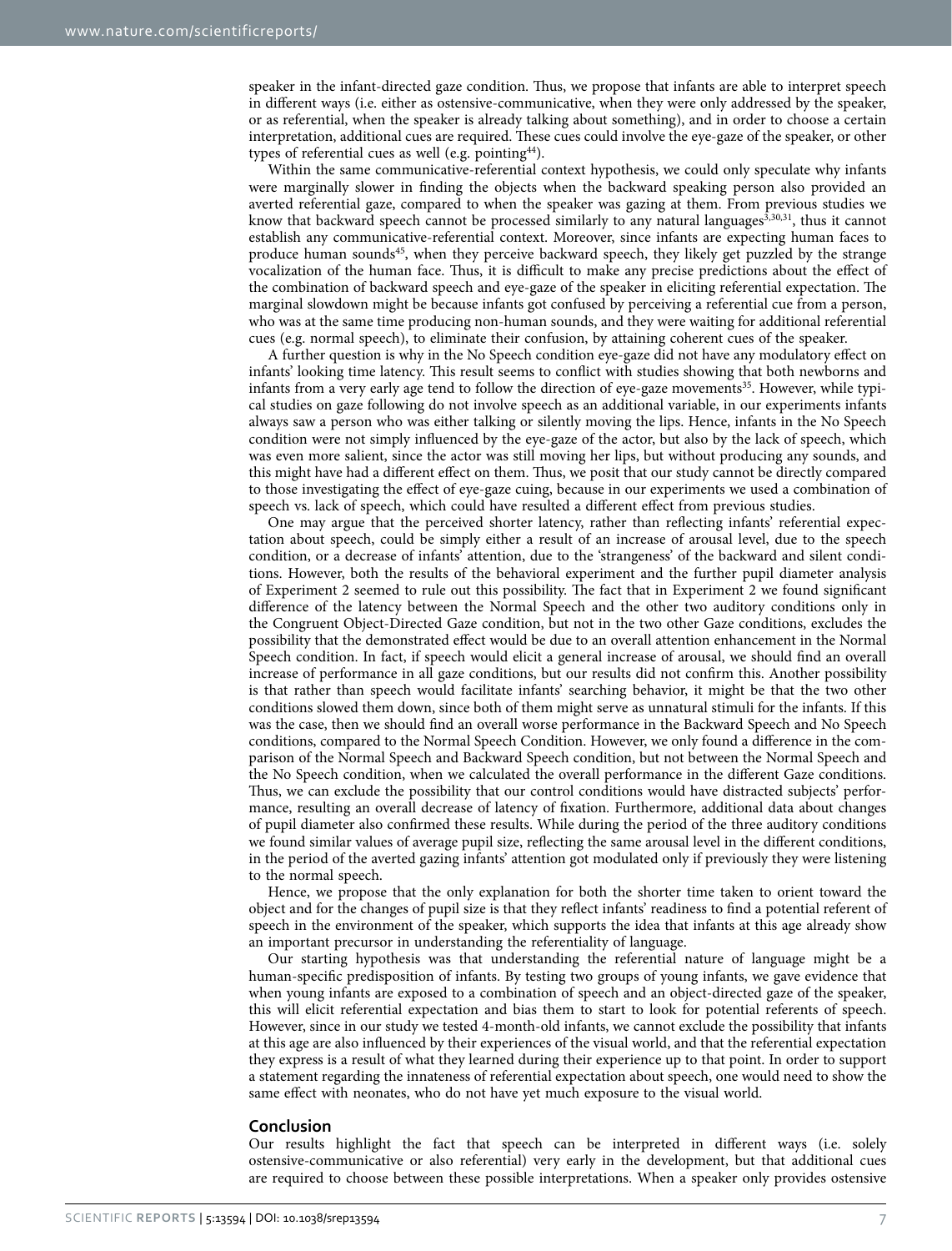speaker in the infant-directed gaze condition. Thus, we propose that infants are able to interpret speech in different ways (i.e. either as ostensive-communicative, when they were only addressed by the speaker, or as referential, when the speaker is already talking about something), and in order to choose a certain interpretation, additional cues are required. These cues could involve the eye-gaze of the speaker, or other types of referential cues as well (e.g. pointing[44]).

Within the same communicative-referential context hypothesis, we could only speculate why infants were marginally slower in finding the objects when the backward speaking person also provided an averted referential gaze, compared to when the speaker was gazing at them. From previous studies we know that backward speech cannot be processed similarly to any natural languages[3,30,31], thus it cannot establish any communicative-referential context. Moreover, since infants are expecting human faces to produce human sounds[45], when they perceive backward speech, they likely get puzzled by the strange vocalization of the human face. Thus, it is difficult to make any precise predictions about the effect of the combination of backward speech and eye-gaze of the speaker in eliciting referential expectation. The marginal slowdown might be because infants got confused by perceiving a referential cue from a person, who was at the same time producing non-human sounds, and they were waiting for additional referential cues (e.g. normal speech), to eliminate their confusion, by attaining coherent cues of the speaker.

A further question is why in the No Speech condition eye-gaze did not have any modulatory effect on infants' looking time latency. This result seems to conflict with studies showing that both newborns and infants from a very early age tend to follow the direction of eye-gaze movements[35]. However, while typical studies on gaze following do not involve speech as an additional variable, in our experiments infants always saw a person who was either talking or silently moving the lips. Hence, infants in the No Speech condition were not simply influenced by the eye-gaze of the actor, but also by the lack of speech, which was even more salient, since the actor was still moving her lips, but without producing any sounds, and this might have had a different effect on them. Thus, we posit that our study cannot be directly compared to those investigating the effect of eye-gaze cuing, because in our experiments we used a combination of speech vs. lack of speech, which could have resulted a different effect from previous studies.

One may argue that the perceived shorter latency, rather than reflecting infants' referential expectation about speech, could be simply either a result of an increase of arousal level, due to the speech condition, or a decrease of infants' attention, due to the 'strangeness' of the backward and silent conditions. However, both the results of the behavioral experiment and the further pupil diameter analysis of Experiment 2 seemed to rule out this possibility. The fact that in Experiment 2 we found significant difference of the latency between the Normal Speech and the other two auditory conditions only in the Congruent Object-Directed Gaze condition, but not in the two other Gaze conditions, excludes the possibility that the demonstrated effect would be due to an overall attention enhancement in the Normal Speech condition. In fact, if speech would elicit a general increase of arousal, we should find an overall increase of performance in all gaze conditions, but our results did not confirm this. Another possibility is that rather than speech would facilitate infants' searching behavior, it might be that the two other conditions slowed them down, since both of them might serve as unnatural stimuli for the infants. If this was the case, then we should find an overall worse performance in the Backward Speech and No Speech conditions, compared to the Normal Speech Condition. However, we only found a difference in the comparison of the Normal Speech and Backward Speech condition, but not between the Normal Speech and the No Speech condition, when we calculated the overall performance in the different Gaze conditions. Thus, we can exclude the possibility that our control conditions would have distracted subjects' performance, resulting an overall decrease of latency of fixation. Furthermore, additional data about changes of pupil diameter also confirmed these results. While during the period of the three auditory conditions we found similar values of average pupil size, reflecting the same arousal level in the different conditions, in the period of the averted gazing infants' attention got modulated only if previously they were listening to the normal speech.

Hence, we propose that the only explanation for both the shorter time taken to orient toward the object and for the changes of pupil size is that they reflect infants' readiness to find a potential referent of speech in the environment of the speaker, which supports the idea that infants at this age already show an important precursor in understanding the referentiality of language.

Our starting hypothesis was that understanding the referential nature of language might be a human-specific predisposition of infants. By testing two groups of young infants, we gave evidence that when young infants are exposed to a combination of speech and an object-directed gaze of the speaker, this will elicit referential expectation and bias them to start to look for potential referents of speech. However, since in our study we tested 4-month-old infants, we cannot exclude the possibility that infants at this age are also influenced by their experiences of the visual world, and that the referential expectation they express is a result of what they learned during their experience up to that point. In order to support a statement regarding the innateness of referential expectation about speech, one would need to show the same effect with neonates, who do not have yet much exposure to the visual world.

## Conclusion

Our results highlight the fact that speech can be interpreted in different ways (i.e. solely ostensive-communicative or also referential) very early in the development, but that additional cues are required to choose between these possible interpretations. When a speaker only provides ostensive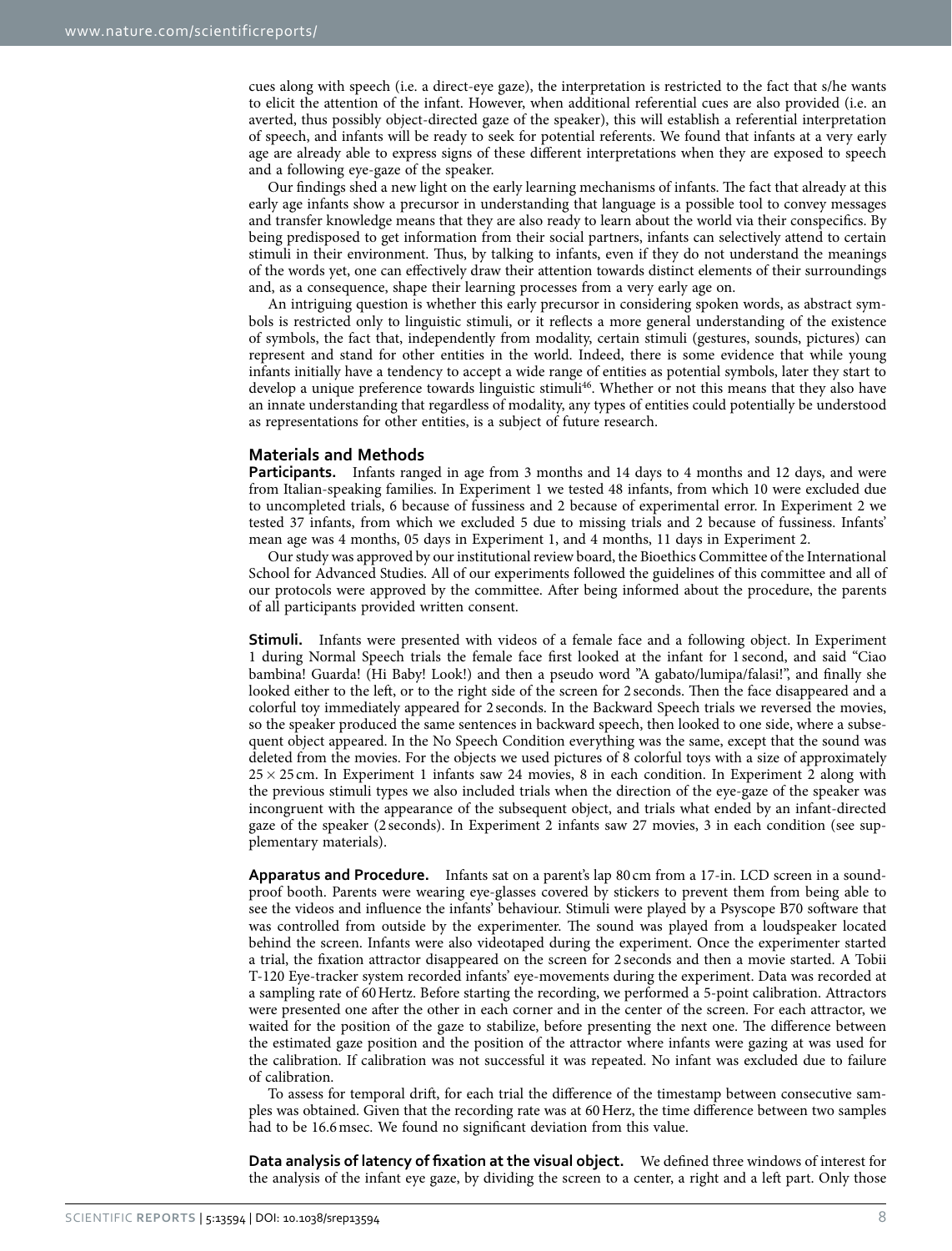cues along with speech (i.e. a direct-eye gaze), the interpretation is restricted to the fact that s/he wants to elicit the attention of the infant. However, when additional referential cues are also provided (i.e. an averted, thus possibly object-directed gaze of the speaker), this will establish a referential interpretation of speech, and infants will be ready to seek for potential referents. We found that infants at a very early age are already able to express signs of these different interpretations when they are exposed to speech and a following eye-gaze of the speaker.

Our findings shed a new light on the early learning mechanisms of infants. The fact that already at this early age infants show a precursor in understanding that language is a possible tool to convey messages and transfer knowledge means that they are also ready to learn about the world via their conspecifics. By being predisposed to get information from their social partners, infants can selectively attend to certain stimuli in their environment. Thus, by talking to infants, even if they do not understand the meanings of the words yet, one can effectively draw their attention towards distinct elements of their surroundings and, as a consequence, shape their learning processes from a very early age on.

An intriguing question is whether this early precursor in considering spoken words, as abstract symbols is restricted only to linguistic stimuli, or it reflects a more general understanding of the existence of symbols, the fact that, independently from modality, certain stimuli (gestures, sounds, pictures) can represent and stand for other entities in the world. Indeed, there is some evidence that while young infants initially have a tendency to accept a wide range of entities as potential symbols, later they start to develop a unique preference towards linguistic stimuli[46]. Whether or not this means that they also have an innate understanding that regardless of modality, any types of entities could potentially be understood as representations for other entities, is a subject of future research.

## Materials and Methods

**Participants.** Infants ranged in age from 3 months and 14 days to 4 months and 12 days, and were from Italian-speaking families. In Experiment 1 we tested 48 infants, from which 10 were excluded due to uncompleted trials, 6 because of fussiness and 2 because of experimental error. In Experiment 2 we tested 37 infants, from which we excluded 5 due to missing trials and 2 because of fussiness. Infants' mean age was 4 months, 05 days in Experiment 1, and 4 months, 11 days in Experiment 2.

Our study was approved by our institutional review board, the Bioethics Committee of the International School for Advanced Studies. All of our experiments followed the guidelines of this committee and all of our protocols were approved by the committee. After being informed about the procedure, the parents of all participants provided written consent.

**Stimuli.** Infants were presented with videos of a female face and a following object. In Experiment 1 during Normal Speech trials the female face first looked at the infant for 1 second, and said "Ciao bambina! Guarda! (Hi Baby! Look!) and then a pseudo word "A gabato/lumipa/falasi!", and finally she looked either to the left, or to the right side of the screen for 2 seconds. Then the face disappeared and a colorful toy immediately appeared for 2 seconds. In the Backward Speech trials we reversed the movies, so the speaker produced the same sentences in backward speech, then looked to one side, where a subsequent object appeared. In the No Speech Condition everything was the same, except that the sound was deleted from the movies. For the objects we used pictures of 8 colorful toys with a size of approximately 25 × 25 cm. In Experiment 1 infants saw 24 movies, 8 in each condition. In Experiment 2 along with the previous stimuli types we also included trials when the direction of the eye-gaze of the speaker was incongruent with the appearance of the subsequent object, and trials what ended by an infant-directed gaze of the speaker (2 seconds). In Experiment 2 infants saw 27 movies, 3 in each condition (see supplementary materials).

**Apparatus and Procedure.** Infants sat on a parent's lap 80 cm from a 17-in. LCD screen in a soundproof booth. Parents were wearing eye-glasses covered by stickers to prevent them from being able to see the videos and influence the infants' behaviour. Stimuli were played by a Psyscope B70 software that was controlled from outside by the experimenter. The sound was played from a loudspeaker located behind the screen. Infants were also videotaped during the experiment. Once the experimenter started a trial, the fixation attractor disappeared on the screen for 2 seconds and then a movie started. A Tobii T-120 Eye-tracker system recorded infants' eye-movements during the experiment. Data was recorded at a sampling rate of 60 Hertz. Before starting the recording, we performed a 5-point calibration. Attractors were presented one after the other in each corner and in the center of the screen. For each attractor, we waited for the position of the gaze to stabilize, before presenting the next one. The difference between the estimated gaze position and the position of the attractor where infants were gazing at was used for the calibration. If calibration was not successful it was repeated. No infant was excluded due to failure of calibration.

To assess for temporal drift, for each trial the difference of the timestamp between consecutive samples was obtained. Given that the recording rate was at 60 Herz, the time difference between two samples had to be 16.6 msec. We found no significant deviation from this value.

**Data analysis of latency of fixation at the visual object.** We defined three windows of interest for the analysis of the infant eye gaze, by dividing the screen to a center, a right and a left part. Only those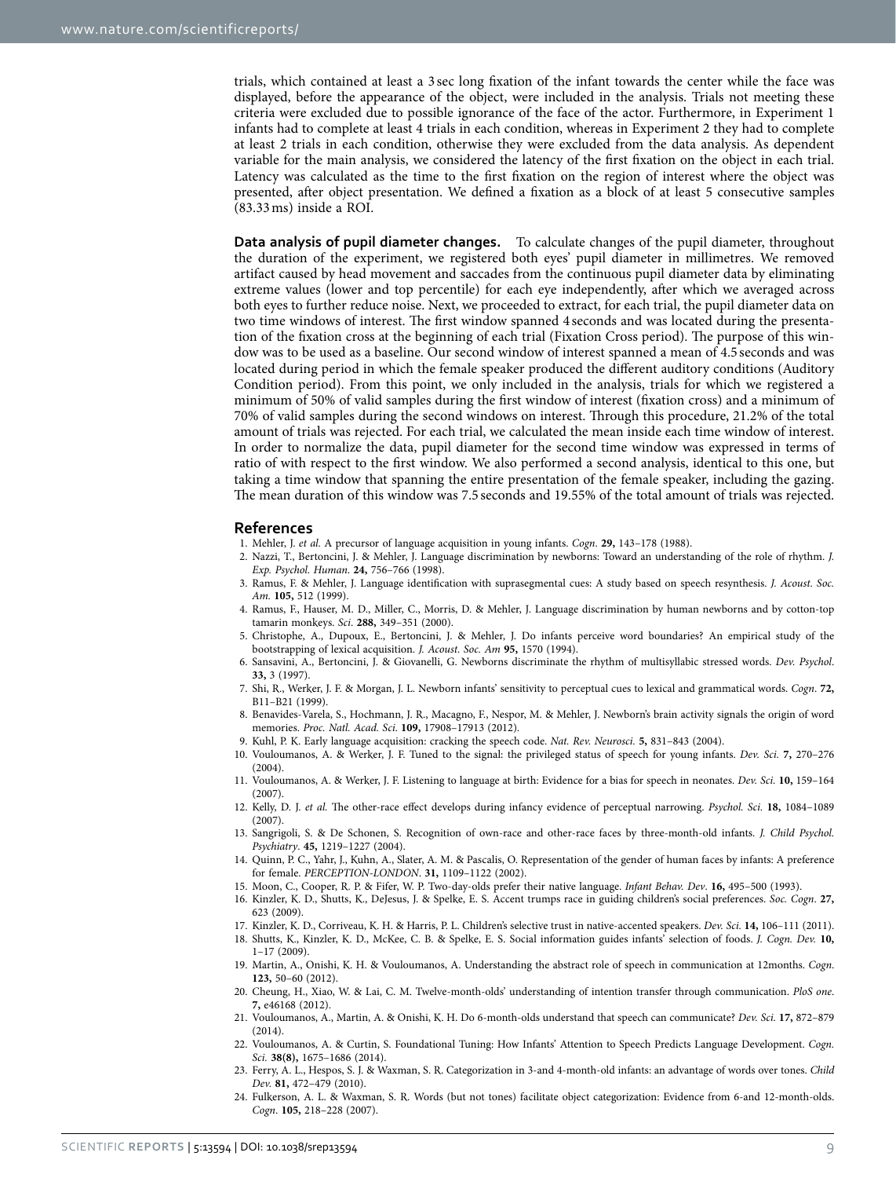trials, which contained at least a 3 sec long fixation of the infant towards the center while the face was displayed, before the appearance of the object, were included in the analysis. Trials not meeting these criteria were excluded due to possible ignorance of the face of the actor. Furthermore, in Experiment 1 infants had to complete at least 4 trials in each condition, whereas in Experiment 2 they had to complete at least 2 trials in each condition, otherwise they were excluded from the data analysis. As dependent variable for the main analysis, we considered the latency of the first fixation on the object in each trial. Latency was calculated as the time to the first fixation on the region of interest where the object was presented, after object presentation. We defined a fixation as a block of at least 5 consecutive samples (83.33 ms) inside a ROI.

**Data analysis of pupil diameter changes.** To calculate changes of the pupil diameter, throughout the duration of the experiment, we registered both eyes' pupil diameter in millimetres. We removed artifact caused by head movement and saccades from the continuous pupil diameter data by eliminating extreme values (lower and top percentile) for each eye independently, after which we averaged across both eyes to further reduce noise. Next, we proceeded to extract, for each trial, the pupil diameter data on two time windows of interest. The first window spanned 4 seconds and was located during the presentation of the fixation cross at the beginning of each trial (Fixation Cross period). The purpose of this window was to be used as a baseline. Our second window of interest spanned a mean of 4.5 seconds and was located during period in which the female speaker produced the different auditory conditions (Auditory Condition period). From this point, we only included in the analysis, trials for which we registered a minimum of 50% of valid samples during the first window of interest (fixation cross) and a minimum of 70% of valid samples during the second windows on interest. Through this procedure, 21.2% of the total amount of trials was rejected. For each trial, we calculated the mean inside each time window of interest. In order to normalize the data, pupil diameter for the second time window was expressed in terms of ratio of with respect to the first window. We also performed a second analysis, identical to this one, but taking a time window that spanning the entire presentation of the female speaker, including the gazing. The mean duration of this window was 7.5 seconds and 19.55% of the total amount of trials was rejected.

## References

1. Mehler, J. *et al.* A precursor of language acquisition in young infants. *Cogn*. **29,** 143–178 (1988).
2. Nazzi, T., Bertoncini, J. & Mehler, J. Language discrimination by newborns: Toward an understanding of the role of rhythm. *J. Exp. Psychol. Human*. **24,** 756–766 (1998).
3. Ramus, F. & Mehler, J. Language identification with suprasegmental cues: A study based on speech resynthesis. *J. Acoust. Soc. Am.* **105,** 512 (1999).
4. Ramus, F., Hauser, M. D., Miller, C., Morris, D. & Mehler, J. Language discrimination by human newborns and by cotton-top tamarin monkeys. *Sci*. **288,** 349–351 (2000).
5. Christophe, A., Dupoux, E., Bertoncini, J. & Mehler, J. Do infants perceive word boundaries? An empirical study of the bootstrapping of lexical acquisition. *J. Acoust. Soc. Am* **95,** 1570 (1994).
6. Sansavini, A., Bertoncini, J. & Giovanelli, G. Newborns discriminate the rhythm of multisyllabic stressed words. *Dev. Psychol*. **33,** 3 (1997).
7. Shi, R., Werker, J. F. & Morgan, J. L. Newborn infants' sensitivity to perceptual cues to lexical and grammatical words. *Cogn*. **72,** B11–B21 (1999).
8. Benavides-Varela, S., Hochmann, J. R., Macagno, F., Nespor, M. & Mehler, J. Newborn's brain activity signals the origin of word memories. *Proc. Natl. Acad. Sci*. **109,** 17908–17913 (2012).
9. Kuhl, P. K. Early language acquisition: cracking the speech code. *Nat. Rev. Neurosci*. **5,** 831–843 (2004).
10. Vouloumanos, A. & Werker, J. F. Tuned to the signal: the privileged status of speech for young infants. *Dev. Sci*. **7,** 270–276 (2004).
11. Vouloumanos, A. & Werker, J. F. Listening to language at birth: Evidence for a bias for speech in neonates. *Dev. Sci.* **10,** 159–164 (2007).
12. Kelly, D. J. *et al.* The other-race effect develops during infancy evidence of perceptual narrowing. *Psychol. Sci.* **18,** 1084–1089 (2007).
13. Sangrigoli, S. & De Schonen, S. Recognition of own-race and other-race faces by three-month-old infants. *J. Child Psychol. Psychiatry*. **45,** 1219–1227 (2004).
14. Quinn, P. C., Yahr, J., Kuhn, A., Slater, A. M. & Pascalis, O. Representation of the gender of human faces by infants: A preference for female. *PERCEPTION-LONDON*. **31,** 1109–1122 (2002).
15. Moon, C., Cooper, R. P. & Fifer, W. P. Two-day-olds prefer their native language. *Infant Behav. Dev*. **16,** 495–500 (1993).
16. Kinzler, K. D., Shutts, K., DeJesus, J. & Spelke, E. S. Accent trumps race in guiding children's social preferences. *Soc. Cogn*. **27,** 623 (2009).
17. Kinzler, K. D., Corriveau, K. H. & Harris, P. L. Children's selective trust in native-accented speakers. *Dev. Sci.* **14,** 106–111 (2011).
18. Shutts, K., Kinzler, K. D., McKee, C. B. & Spelke, E. S. Social information guides infants' selection of foods. *J. Cogn. Dev.* **10,** 1–17 (2009).
19. Martin, A., Onishi, K. H. & Vouloumanos, A. Understanding the abstract role of speech in communication at 12months. *Cogn*. **123,** 50–60 (2012).
20. Cheung, H., Xiao, W. & Lai, C. M. Twelve-month-olds' understanding of intention transfer through communication. *PloS one*. **7,** e46168 (2012).
21. Vouloumanos, A., Martin, A. & Onishi, K. H. Do 6-month-olds understand that speech can communicate? *Dev. Sci.* **17,** 872–879 (2014).
22. Vouloumanos, A. & Curtin, S. Foundational Tuning: How Infants' Attention to Speech Predicts Language Development. *Cogn. Sci.* **38(8),** 1675–1686 (2014).
23. Ferry, A. L., Hespos, S. J. & Waxman, S. R. Categorization in 3-and 4-month-old infants: an advantage of words over tones. *Child Dev.* **81,** 472–479 (2010).
24. Fulkerson, A. L. & Waxman, S. R. Words (but not tones) facilitate object categorization: Evidence from 6-and 12-month-olds. *Cogn*. **105,** 218–228 (2007).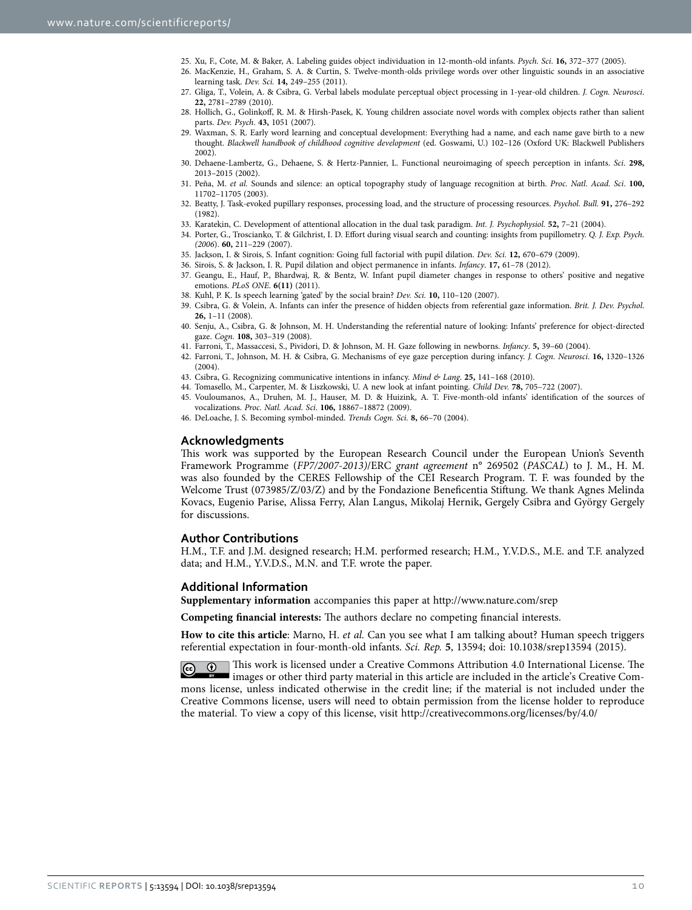25. Xu, F., Cote, M. & Baker, A. Labeling guides object individuation in 12-month-old infants. *Psych. Sci*. **16,** 372–377 (2005).
26. MacKenzie, H., Graham, S. A. & Curtin, S. Twelve-month-olds privilege words over other linguistic sounds in an associative learning task. *Dev. Sci.* **14,** 249–255 (2011).
27. Gliga, T., Volein, A. & Csibra, G. Verbal labels modulate perceptual object processing in 1-year-old children. *J. Cogn. Neurosci*. **22,** 2781–2789 (2010).
28. Hollich, G., Golinkoff, R. M. & Hirsh-Pasek, K. Young children associate novel words with complex objects rather than salient parts. *Dev. Psych*. **43,** 1051 (2007).
29. Waxman, S. R. Early word learning and conceptual development: Everything had a name, and each name gave birth to a new thought. *Blackwell handbook of childhood cognitive development* (ed. Goswami, U.) 102–126 (Oxford UK: Blackwell Publishers 2002).
30. Dehaene-Lambertz, G., Dehaene, S. & Hertz-Pannier, L. Functional neuroimaging of speech perception in infants. *Sci*. **298,** 2013–2015 (2002).
31. Peña, M. *et al.* Sounds and silence: an optical topography study of language recognition at birth. *Proc. Natl. Acad. Sci*. **100,** 11702–11705 (2003).
32. Beatty, J. Task-evoked pupillary responses, processing load, and the structure of processing resources. *Psychol. Bull*. **91,** 276–292 (1982).
33. Karatekin, C. Development of attentional allocation in the dual task paradigm. *Int. J. Psychophysiol.* **52,** 7–21 (2004).
34. Porter, G., Troscianko, T. & Gilchrist, I. D. Effort during visual search and counting: insights from pupillometry. *Q. J. Exp. Psych. (2006*). **60,** 211–229 (2007).
35. Jackson, I. & Sirois, S. Infant cognition: Going full factorial with pupil dilation. *Dev. Sci.* **12,** 670–679 (2009).
36. Sirois, S. & Jackson, I. R. Pupil dilation and object permanence in infants. *Infancy*. **17,** 61–78 (2012).
37. Geangu, E., Hauf, P., Bhardwaj, R. & Bentz, W. Infant pupil diameter changes in response to others' positive and negative emotions. *PLoS ONE*. **6(11)** (2011).
38. Kuhl, P. K. Is speech learning 'gated' by the social brain? *Dev. Sci.* **10,** 110–120 (2007).
39. Csibra, G. & Volein, A. Infants can infer the presence of hidden objects from referential gaze information. *Brit. J. Dev. Psychol*. **26,** 1–11 (2008).
40. Senju, A., Csibra, G. & Johnson, M. H. Understanding the referential nature of looking: Infants' preference for object-directed gaze. *Cogn.* **108,** 303–319 (2008).
41. Farroni, T., Massaccesi, S., Pividori, D. & Johnson, M. H. Gaze following in newborns. *Infancy*. **5,** 39–60 (2004).
42. Farroni, T., Johnson, M. H. & Csibra, G. Mechanisms of eye gaze perception during infancy. *J. Cogn. Neurosci*. **16,** 1320–1326 (2004).
43. Csibra, G. Recognizing communicative intentions in infancy. *Mind & Lang*. **25,** 141–168 (2010).
44. Tomasello, M., Carpenter, M. & Liszkowski, U. A new look at infant pointing. *Child Dev.* **78,** 705–722 (2007).
45. Vouloumanos, A., Druhen, M. J., Hauser, M. D. & Huizink, A. T. Five-month-old infants' identification of the sources of vocalizations. *Proc. Natl. Acad. Sci*. **106,** 18867–18872 (2009).
46. DeLoache, J. S. Becoming symbol-minded. *Trends Cogn. Sci.* **8,** 66–70 (2004).

## Acknowledgments

This work was supported by the European Research Council under the European Union's Seventh Framework Programme (*FP7/2007-2013)*/ERC *grant agreement* n° 269502 (*PASCAL*) to J. M., H. M. was also founded by the CERES Fellowship of the CEI Research Program. T. F. was founded by the Welcome Trust (073985/Z/03/Z) and by the Fondazione Beneficentia Stiftung. We thank Agnes Melinda Kovacs, Eugenio Parise, Alissa Ferry, Alan Langus, Mikolaj Hernik, Gergely Csibra and György Gergely for discussions.

## Author Contributions

H.M., T.F. and J.M. designed research; H.M. performed research; H.M., Y.V.D.S., M.E. and T.F. analyzed data; and H.M., Y.V.D.S., M.N. and T.F. wrote the paper.

## Additional Information

**Supplementary information** accompanies this paper at http://www.nature.com/srep

**Competing financial interests:** The authors declare no competing financial interests.

**How to cite this article**: Marno, H. *et al.* Can you see what I am talking about? Human speech triggers referential expectation in four-month-old infants. *Sci. Rep.* **5**, 13594; doi: 10.1038/srep13594 (2015).

This work is licensed under a Creative Commons Attribution 4.0 International License. The images or other third party material in this article are included in the article's Creative Commons license, unless indicated otherwise in the credit line; if the material is not included under the Creative Commons license, users will need to obtain permission from the license holder to reproduce the material. To view a copy of this license, visit http://creativecommons.org/licenses/by/4.0/